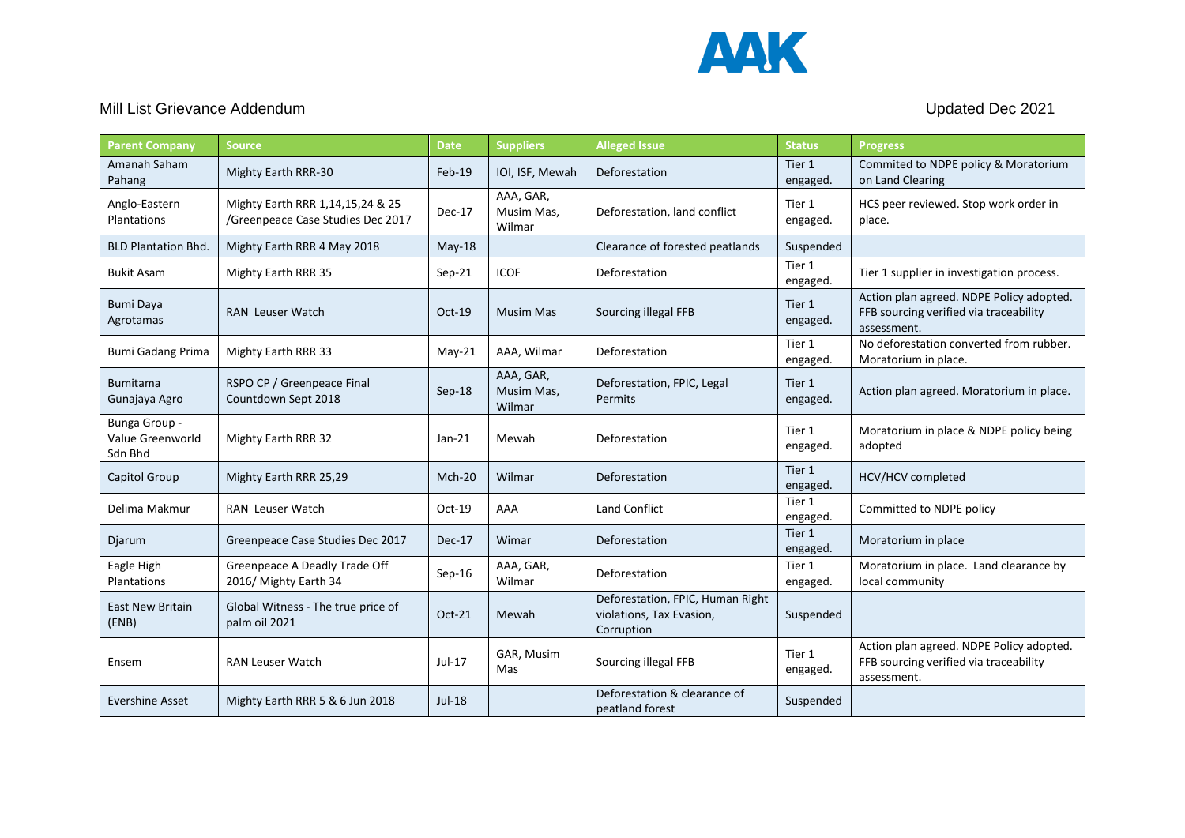AAK

Mill List Grievance Addendum

Updated Dec 2021

| Parent Company | Source | Date | Suppliers | Alleged Issue | Status | Progress |
|---|---|---|---|---|---|---|
| Amanah Saham Pahang | Mighty Earth RRR-30 | Feb-19 | IOI, ISF, Mewah | Deforestation | Tier 1 engaged. | Commited to NDPE policy & Moratorium on Land Clearing |
| Anglo-Eastern Plantations | Mighty Earth RRR 1,14,15,24 & 25 /Greenpeace Case Studies Dec 2017 | Dec-17 | AAA, GAR, Musim Mas, Wilmar | Deforestation, land conflict | Tier 1 engaged. | HCS peer reviewed. Stop work order in place. |
| BLD Plantation Bhd. | Mighty Earth RRR 4 May 2018 | May-18 | | Clearance of forested peatlands | Suspended | |
| Bukit Asam | Mighty Earth RRR 35 | Sep-21 | ICOF | Deforestation | Tier 1 engaged. | Tier 1 supplier in investigation process. |
| Bumi Daya Agrotamas | RAN Leuser Watch | Oct-19 | Musim Mas | Sourcing illegal FFB | Tier 1 engaged. | Action plan agreed. NDPE Policy adopted. FFB sourcing verified via traceability assessment. |
| Bumi Gadang Prima | Mighty Earth RRR 33 | May-21 | AAA, Wilmar | Deforestation | Tier 1 engaged. | No deforestation converted from rubber. Moratorium in place. |
| Bumitama Gunajaya Agro | RSPO CP / Greenpeace Final Countdown Sept 2018 | Sep-18 | AAA, GAR, Musim Mas, Wilmar | Deforestation, FPIC, Legal Permits | Tier 1 engaged. | Action plan agreed. Moratorium in place. |
| Bunga Group - Value Greenworld Sdn Bhd | Mighty Earth RRR 32 | Jan-21 | Mewah | Deforestation | Tier 1 engaged. | Moratorium in place & NDPE policy being adopted |
| Capitol Group | Mighty Earth RRR 25,29 | Mch-20 | Wilmar | Deforestation | Tier 1 engaged. | HCV/HCV completed |
| Delima Makmur | RAN Leuser Watch | Oct-19 | AAA | Land Conflict | Tier 1 engaged. | Committed to NDPE policy |
| Djarum | Greenpeace Case Studies Dec 2017 | Dec-17 | Wimar | Deforestation | Tier 1 engaged. | Moratorium in place |
| Eagle High Plantations | Greenpeace A Deadly Trade Off 2016/ Mighty Earth 34 | Sep-16 | AAA, GAR, Wilmar | Deforestation | Tier 1 engaged. | Moratorium in place. Land clearance by local community |
| East New Britain (ENB) | Global Witness - The true price of palm oil 2021 | Oct-21 | Mewah | Deforestation, FPIC, Human Right violations, Tax Evasion, Corruption | Suspended | |
| Ensem | RAN Leuser Watch | Jul-17 | GAR, Musim Mas | Sourcing illegal FFB | Tier 1 engaged. | Action plan agreed. NDPE Policy adopted. FFB sourcing verified via traceability assessment. |
| Evershine Asset | Mighty Earth RRR 5 & 6 Jun 2018 | Jul-18 | | Deforestation & clearance of peatland forest | Suspended | |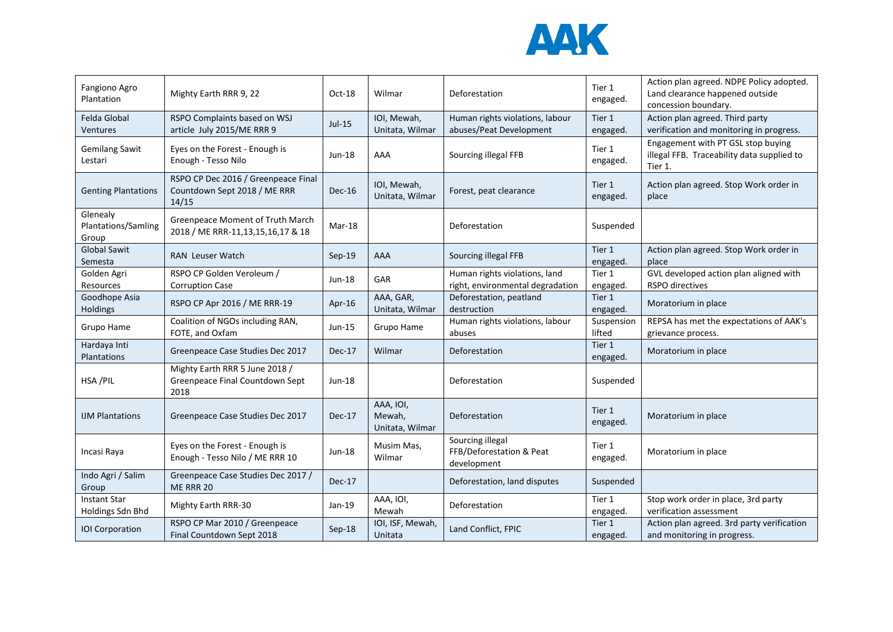| Fangiono Agro Plantation | Mighty Earth RRR 9, 22 | Oct-18 | Wilmar | Deforestation | Tier 1 engaged. | Action plan agreed. NDPE Policy adopted. Land clearance happened outside concession boundary. |
|---|---|---|---|---|---|---|
| Felda Global Ventures | RSPO Complaints based on WSJ article July 2015/ME RRR 9 | Jul-15 | IOI, Mewah, Unitata, Wilmar | Human rights violations, labour abuses/Peat Development | Tier 1 engaged. | Action plan agreed. Third party verification and monitoring in progress. |
| Gemilang Sawit Lestari | Eyes on the Forest - Enough is Enough - Tesso Nilo | Jun-18 | AAA | Sourcing illegal FFB | Tier 1 engaged. | Engagement with PT GSL stop buying illegal FFB. Traceability data supplied to Tier 1. |
| Genting Plantations | RSPO CP Dec 2016 / Greenpeace Final Countdown Sept 2018 / ME RRR 14/15 | Dec-16 | IOI, Mewah, Unitata, Wilmar | Forest, peat clearance | Tier 1 engaged. | Action plan agreed. Stop Work order in place |
| Glenealy Plantations/Samling Group | Greenpeace Moment of Truth March 2018 / ME RRR-11,13,15,16,17 & 18 | Mar-18 | | Deforestation | Suspended | |
| Global Sawit Semesta | RAN Leuser Watch | Sep-19 | AAA | Sourcing illegal FFB | Tier 1 engaged. | Action plan agreed. Stop Work order in place |
| Golden Agri Resources | RSPO CP Golden Veroleum / Corruption Case | Jun-18 | GAR | Human rights violations, land right, environmental degradation | Tier 1 engaged. | GVL developed action plan aligned with RSPO directives |
| Goodhope Asia Holdings | RSPO CP Apr 2016 / ME RRR-19 | Apr-16 | AAA, GAR, Unitata, Wilmar | Deforestation, peatland destruction | Tier 1 engaged. | Moratorium in place |
| Grupo Hame | Coalition of NGOs including RAN, FOTE, and Oxfam | Jun-15 | Grupo Hame | Human rights violations, labour abuses | Suspension lifted | REPSA has met the expectations of AAK's grievance process. |
| Hardaya Inti Plantations | Greenpeace Case Studies Dec 2017 | Dec-17 | Wilmar | Deforestation | Tier 1 engaged. | Moratorium in place |
| HSA /PIL | Mighty Earth RRR 5 June 2018 / Greenpeace Final Countdown Sept 2018 | Jun-18 | | Deforestation | Suspended | |
| IJM Plantations | Greenpeace Case Studies Dec 2017 | Dec-17 | AAA, IOI, Mewah, Unitata, Wilmar | Deforestation | Tier 1 engaged. | Moratorium in place |
| Incasi Raya | Eyes on the Forest - Enough is Enough - Tesso Nilo / ME RRR 10 | Jun-18 | Musim Mas, Wilmar | Sourcing illegal FFB/Deforestation & Peat development | Tier 1 engaged. | Moratorium in place |
| Indo Agri / Salim Group | Greenpeace Case Studies Dec 2017 / ME RRR 20 | Dec-17 | | Deforestation, land disputes | Suspended | |
| Instant Star Holdings Sdn Bhd | Mighty Earth RRR-30 | Jan-19 | AAA, IOI, Mewah | Deforestation | Tier 1 engaged. | Stop work order in place, 3rd party verification assessment |
| IOI Corporation | RSPO CP Mar 2010 / Greenpeace Final Countdown Sept 2018 | Sep-18 | IOI, ISF, Mewah, Unitata | Land Conflict, FPIC | Tier 1 engaged. | Action plan agreed. 3rd party verification and monitoring in progress. |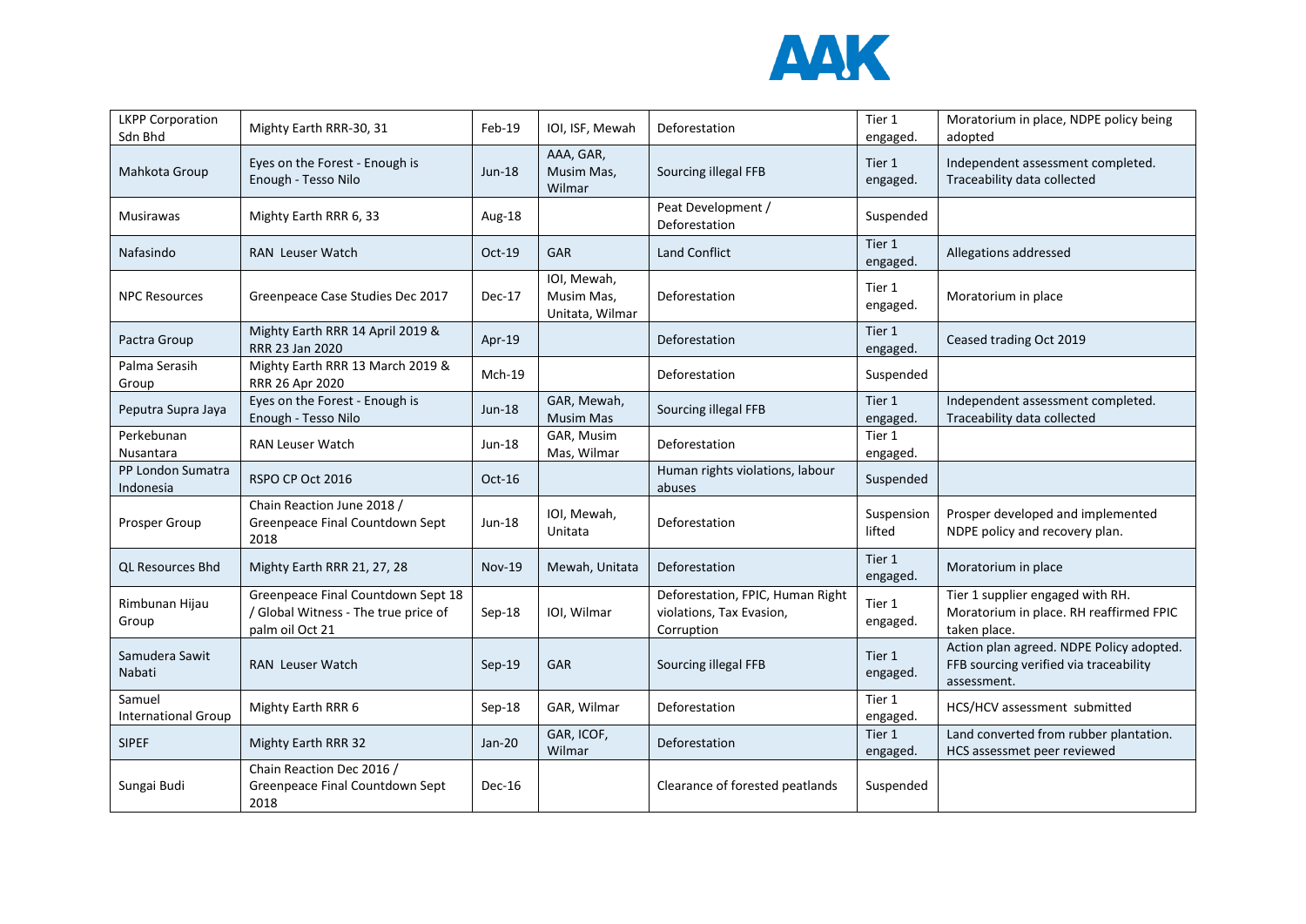| LKPP Corporation Sdn Bhd | Mighty Earth RRR-30, 31 | Feb-19 | IOI, ISF, Mewah | Deforestation | Tier 1 engaged. | Moratorium in place, NDPE policy being adopted |
|---|---|---|---|---|---|---|
| Mahkota Group | Eyes on the Forest - Enough is Enough - Tesso Nilo | Jun-18 | AAA, GAR, Musim Mas, Wilmar | Sourcing illegal FFB | Tier 1 engaged. | Independent assessment completed. Traceability data collected |
| Musirawas | Mighty Earth RRR 6, 33 | Aug-18 | | Peat Development / Deforestation | Suspended | |
| Nafasindo | RAN Leuser Watch | Oct-19 | GAR | Land Conflict | Tier 1 engaged. | Allegations addressed |
| NPC Resources | Greenpeace Case Studies Dec 2017 | Dec-17 | IOI, Mewah, Musim Mas, Unitata, Wilmar | Deforestation | Tier 1 engaged. | Moratorium in place |
| Pactra Group | Mighty Earth RRR 14 April 2019 & RRR 23 Jan 2020 | Apr-19 | | Deforestation | Tier 1 engaged. | Ceased trading Oct 2019 |
| Palma Serasih Group | Mighty Earth RRR 13 March 2019 & RRR 26 Apr 2020 | Mch-19 | | Deforestation | Suspended | |
| Peputra Supra Jaya | Eyes on the Forest - Enough is Enough - Tesso Nilo | Jun-18 | GAR, Mewah, Musim Mas | Sourcing illegal FFB | Tier 1 engaged. | Independent assessment completed. Traceability data collected |
| Perkebunan Nusantara | RAN Leuser Watch | Jun-18 | GAR, Musim Mas, Wilmar | Deforestation | Tier 1 engaged. | |
| PP London Sumatra Indonesia | RSPO CP Oct 2016 | Oct-16 | | Human rights violations, labour abuses | Suspended | |
| Prosper Group | Chain Reaction June 2018 / Greenpeace Final Countdown Sept 2018 | Jun-18 | IOI, Mewah, Unitata | Deforestation | Suspension lifted | Prosper developed and implemented NDPE policy and recovery plan. |
| QL Resources Bhd | Mighty Earth RRR 21, 27, 28 | Nov-19 | Mewah, Unitata | Deforestation | Tier 1 engaged. | Moratorium in place |
| Rimbunan Hijau Group | Greenpeace Final Countdown Sept 18 / Global Witness - The true price of palm oil Oct 21 | Sep-18 | IOI, Wilmar | Deforestation, FPIC, Human Right violations, Tax Evasion, Corruption | Tier 1 engaged. | Tier 1 supplier engaged with RH. Moratorium in place. RH reaffirmed FPIC taken place. |
| Samudera Sawit Nabati | RAN Leuser Watch | Sep-19 | GAR | Sourcing illegal FFB | Tier 1 engaged. | Action plan agreed. NDPE Policy adopted. FFB sourcing verified via traceability assessment. |
| Samuel International Group | Mighty Earth RRR 6 | Sep-18 | GAR, Wilmar | Deforestation | Tier 1 engaged. | HCS/HCV assessment submitted |
| SIPEF | Mighty Earth RRR 32 | Jan-20 | GAR, ICOF, Wilmar | Deforestation | Tier 1 engaged. | Land converted from rubber plantation. HCS assessmet peer reviewed |
| Sungai Budi | Chain Reaction Dec 2016 / Greenpeace Final Countdown Sept 2018 | Dec-16 | | Clearance of forested peatlands | Suspended | |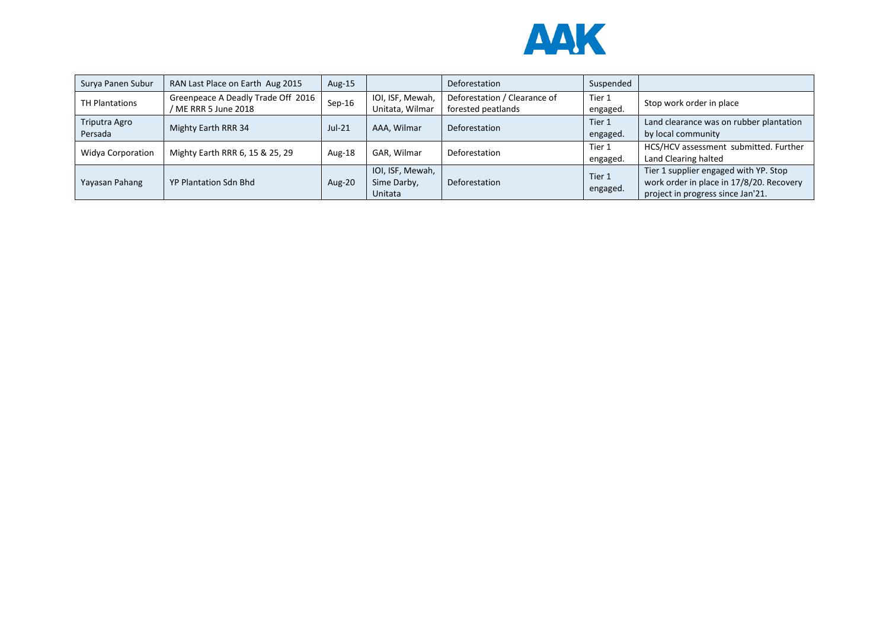| | | | | | | |
|---|---|---|---|---|---|---|
| Surya Panen Subur | RAN Last Place on Earth Aug 2015 | Aug-15 | | Deforestation | Suspended | |
| TH Plantations | Greenpeace A Deadly Trade Off 2016 / ME RRR 5 June 2018 | Sep-16 | IOI, ISF, Mewah, Unitata, Wilmar | Deforestation / Clearance of forested peatlands | Tier 1 engaged. | Stop work order in place |
| Triputra Agro Persada | Mighty Earth RRR 34 | Jul-21 | AAA, Wilmar | Deforestation | Tier 1 engaged. | Land clearance was on rubber plantation by local community |
| Widya Corporation | Mighty Earth RRR 6, 15 & 25, 29 | Aug-18 | GAR, Wilmar | Deforestation | Tier 1 engaged. | HCS/HCV assessment submitted. Further Land Clearing halted |
| Yayasan Pahang | YP Plantation Sdn Bhd | Aug-20 | IOI, ISF, Mewah, Sime Darby, Unitata | Deforestation | Tier 1 engaged. | Tier 1 supplier engaged with YP. Stop work order in place in 17/8/20. Recovery project in progress since Jan'21. |